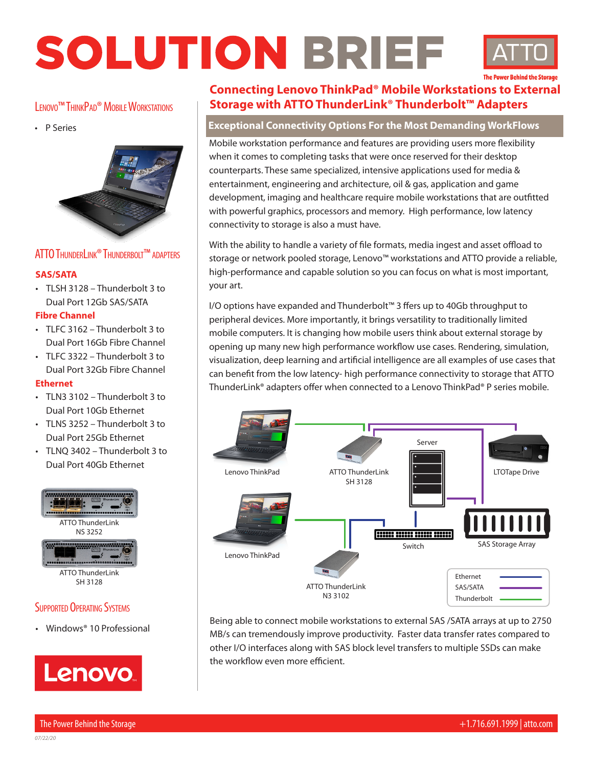# SOLUTION BRIEF

ATTO

The Power Behind the Storage

## Connecting Lenovo ThinkPad® Mobile Workstations to External Storage with ATTO ThunderLink® Thunderbolt™ Adapters

### Lenovo™ ThinkPad® Mobile Workstations

- P Series

### ATTO ThunderLink® Thunderbolt™ Adapters

**SAS/SATA**

- TLSH 3128 – Thunderbolt 3 to Dual Port 12Gb SAS/SATA

**Fibre Channel**

- TLFC 3162 – Thunderbolt 3 to Dual Port 16Gb Fibre Channel
- TLFC 3322 – Thunderbolt 3 to Dual Port 32Gb Fibre Channel

**Ethernet**

- TLN3 3102 – Thunderbolt 3 to Dual Port 10Gb Ethernet
- TLNS 3252 – Thunderbolt 3 to Dual Port 25Gb Ethernet
- TLNQ 3402 – Thunderbolt 3 to Dual Port 40Gb Ethernet

ATTO ThunderLink NS 3252

ATTO ThunderLink SH 3128

### Supported Operating Systems

- Windows® 10 Professional

Lenovo

### Exceptional Connectivity Options For the Most Demanding WorkFlows

Mobile workstation performance and features are providing users more flexibility when it comes to completing tasks that were once reserved for their desktop counterparts. These same specialized, intensive applications used for media & entertainment, engineering and architecture, oil & gas, application and game development, imaging and healthcare require mobile workstations that are outfitted with powerful graphics, processors and memory. High performance, low latency connectivity to storage is also a must have.

With the ability to handle a variety of file formats, media ingest and asset offload to storage or network pooled storage, Lenovo™ workstations and ATTO provide a reliable, high-performance and capable solution so you can focus on what is most important, your art.

I/O options have expanded and Thunderbolt™ 3 ffers up to 40Gb throughput to peripheral devices. More importantly, it brings versatility to traditionally limited mobile computers. It is changing how mobile users think about external storage by opening up many new high performance workflow use cases. Rendering, simulation, visualization, deep learning and artificial intelligence are all examples of use cases that can benefit from the low latency- high performance connectivity to storage that ATTO ThunderLink® adapters offer when connected to a Lenovo ThinkPad® P series mobile.

Lenovo ThinkPad

ATTO ThunderLink SH 3128

Server

LTOTape Drive

Lenovo ThinkPad

Switch

SAS Storage Array

ATTO ThunderLink N3 3102

Ethernet

SAS/SATA

Thunderbolt

Being able to connect mobile workstations to external SAS /SATA arrays at up to 2750 MB/s can tremendously improve productivity. Faster data transfer rates compared to other I/O interfaces along with SAS block level transfers to multiple SSDs can make the workflow even more efficient.

The Power Behind the Storage +1.716.691.1999 | atto.com

07/22/20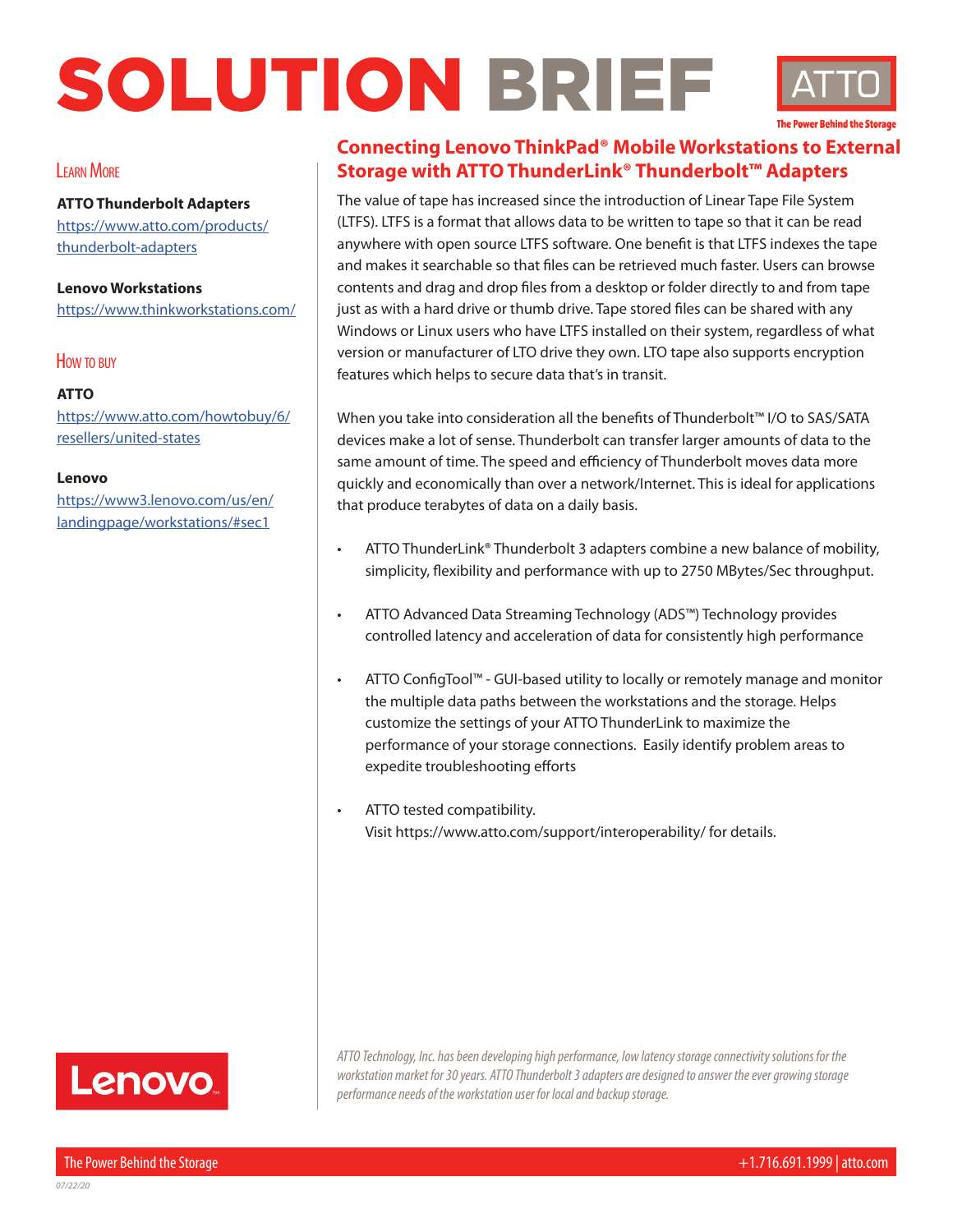# SOLUTION BRIEF

## Learn More

**ATTO Thunderbolt Adapters**
https://www.atto.com/products/thunderbolt-adapters

**Lenovo Workstations**
https://www.thinkworkstations.com/

## How to Buy

**ATTO**
https://www.atto.com/howtobuy/6/resellers/united-states

**Lenovo**
https://www3.lenovo.com/us/en/landingpage/workstations/#sec1

## Connecting Lenovo ThinkPad® Mobile Workstations to External Storage with ATTO ThunderLink® Thunderbolt™ Adapters

The value of tape has increased since the introduction of Linear Tape File System (LTFS). LTFS is a format that allows data to be written to tape so that it can be read anywhere with open source LTFS software. One benefit is that LTFS indexes the tape and makes it searchable so that files can be retrieved much faster. Users can browse contents and drag and drop files from a desktop or folder directly to and from tape just as with a hard drive or thumb drive. Tape stored files can be shared with any Windows or Linux users who have LTFS installed on their system, regardless of what version or manufacturer of LTO drive they own. LTO tape also supports encryption features which helps to secure data that's in transit.

When you take into consideration all the benefits of Thunderbolt™ I/O to SAS/SATA devices make a lot of sense. Thunderbolt can transfer larger amounts of data to the same amount of time. The speed and efficiency of Thunderbolt moves data more quickly and economically than over a network/Internet. This is ideal for applications that produce terabytes of data on a daily basis.

- ATTO ThunderLink® Thunderbolt 3 adapters combine a new balance of mobility, simplicity, flexibility and performance with up to 2750 MBytes/Sec throughput.
- ATTO Advanced Data Streaming Technology (ADS™) Technology provides controlled latency and acceleration of data for consistently high performance
- ATTO ConfigTool™ - GUI-based utility to locally or remotely manage and monitor the multiple data paths between the workstations and the storage. Helps customize the settings of your ATTO ThunderLink to maximize the performance of your storage connections. Easily identify problem areas to expedite troubleshooting efforts
- ATTO tested compatibility.
  Visit https://www.atto.com/support/interoperability/ for details.

*ATTO Technology, Inc. has been developing high performance, low latency storage connectivity solutions for the workstation market for 30 years. ATTO Thunderbolt 3 adapters are designed to answer the ever growing storage performance needs of the workstation user for local and backup storage.*

The Power Behind the Storage | +1.716.691.1999 | atto.com

07/22/20